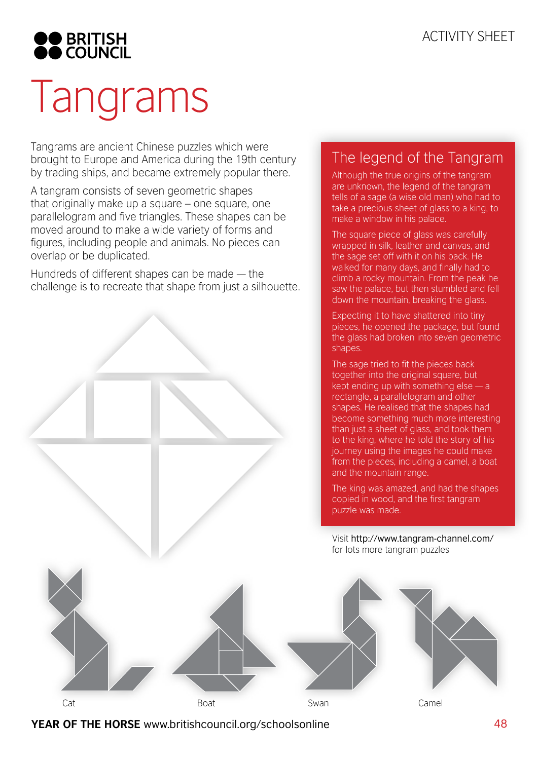BRITISH COUNCIL

ACTIVITY SHEET

# Tangrams

Tangrams are ancient Chinese puzzles which were brought to Europe and America during the 19th century by trading ships, and became extremely popular there.

A tangram consists of seven geometric shapes that originally make up a square – one square, one parallelogram and five triangles. These shapes can be moved around to make a wide variety of forms and figures, including people and animals. No pieces can overlap or be duplicated.

Hundreds of different shapes can be made — the challenge is to recreate that shape from just a silhouette.

## The legend of the Tangram

Although the true origins of the tangram are unknown, the legend of the tangram tells of a sage (a wise old man) who had to take a precious sheet of glass to a king, to make a window in his palace.

The square piece of glass was carefully wrapped in silk, leather and canvas, and the sage set off with it on his back. He walked for many days, and finally had to climb a rocky mountain. From the peak he saw the palace, but then stumbled and fell down the mountain, breaking the glass.

Expecting it to have shattered into tiny pieces, he opened the package, but found the glass had broken into seven geometric shapes.

The sage tried to fit the pieces back together into the original square, but kept ending up with something else — a rectangle, a parallelogram and other shapes. He realised that the shapes had become something much more interesting than just a sheet of glass, and took them to the king, where he told the story of his journey using the images he could make from the pieces, including a camel, a boat and the mountain range.

The king was amazed, and had the shapes copied in wood, and the first tangram puzzle was made.

Visit http://www.tangram-channel.com/ for lots more tangram puzzles

Cat

Boat

Swan

Camel

**YEAR OF THE HORSE** www.britishcouncil.org/schoolsonline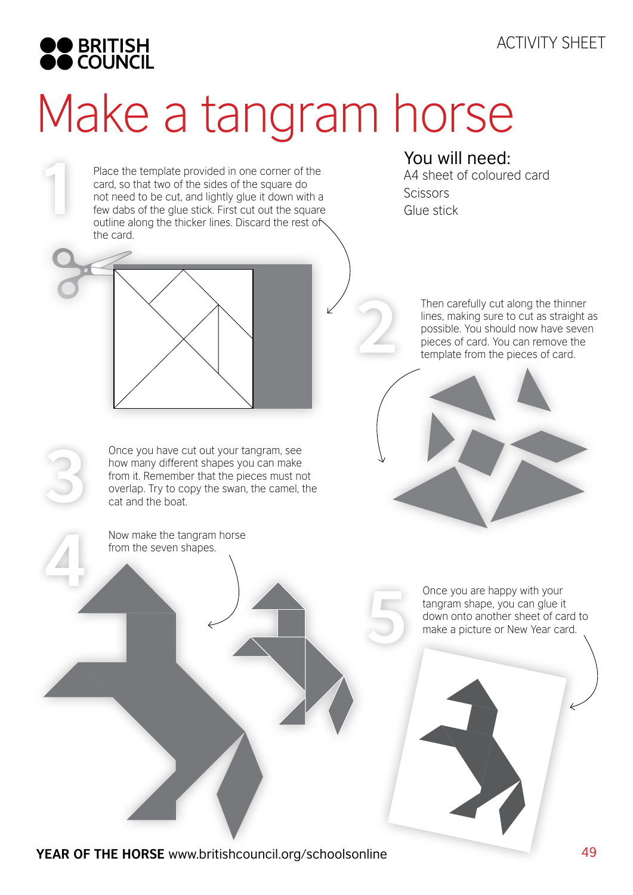ACTIVITY SHEET

# Make a tangram horse

## You will need:

A4 sheet of coloured card
Scissors
Glue stick

**1** Place the template provided in one corner of the card, so that two of the sides of the square do not need to be cut, and lightly glue it down with a few dabs of the glue stick. First cut out the square outline along the thicker lines. Discard the rest of the card.

**2** Then carefully cut along the thinner lines, making sure to cut as straight as possible. You should now have seven pieces of card. You can remove the template from the pieces of card.

**3** Once you have cut out your tangram, see how many different shapes you can make from it. Remember that the pieces must not overlap. Try to copy the swan, the camel, the cat and the boat.

**4** Now make the tangram horse from the seven shapes.

**5** Once you are happy with your tangram shape, you can glue it down onto another sheet of card to make a picture or New Year card.

**YEAR OF THE HORSE** www.britishcouncil.org/schoolsonline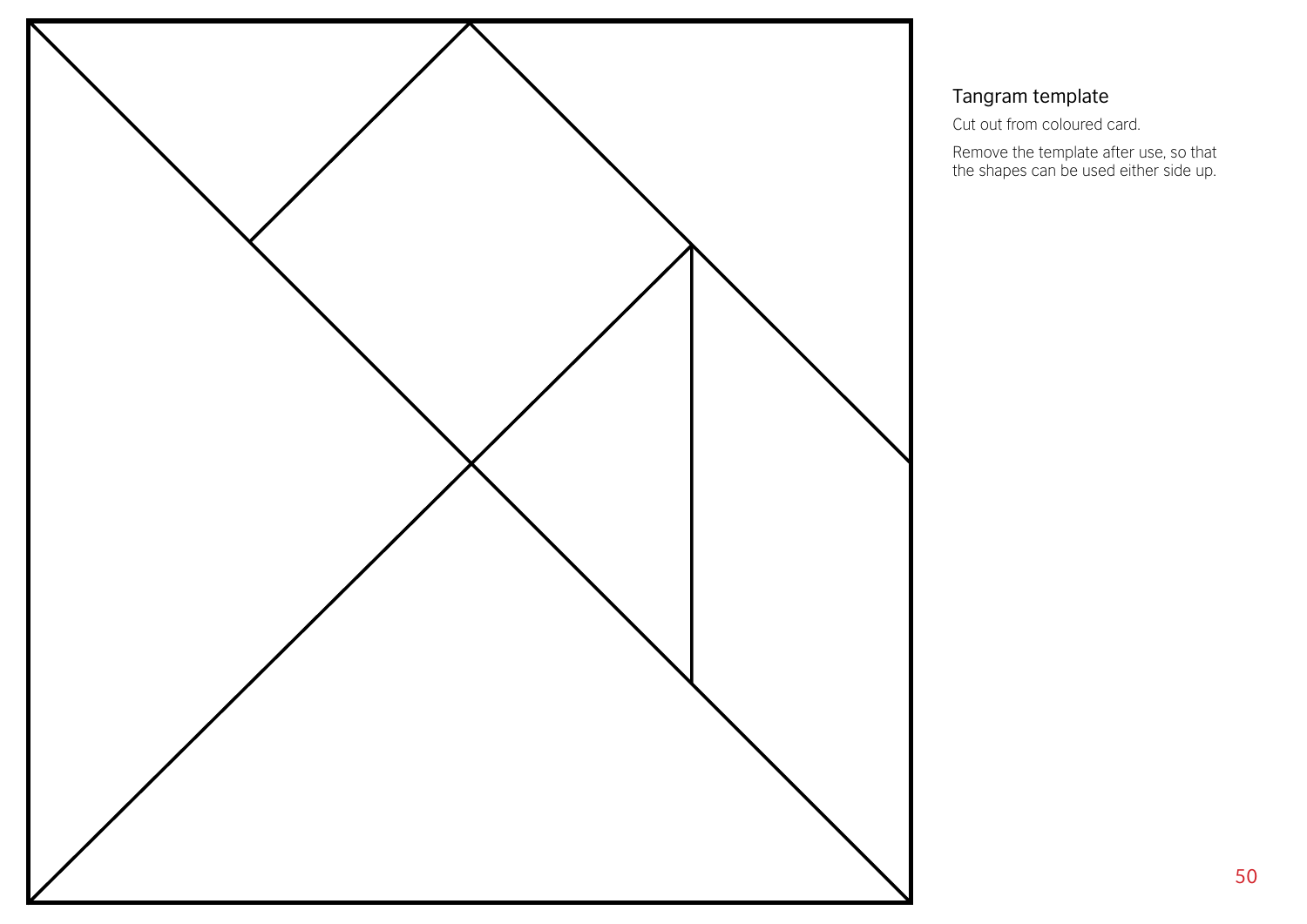## Tangram template

Cut out from coloured card.

Remove the template after use, so that the shapes can be used either side up.